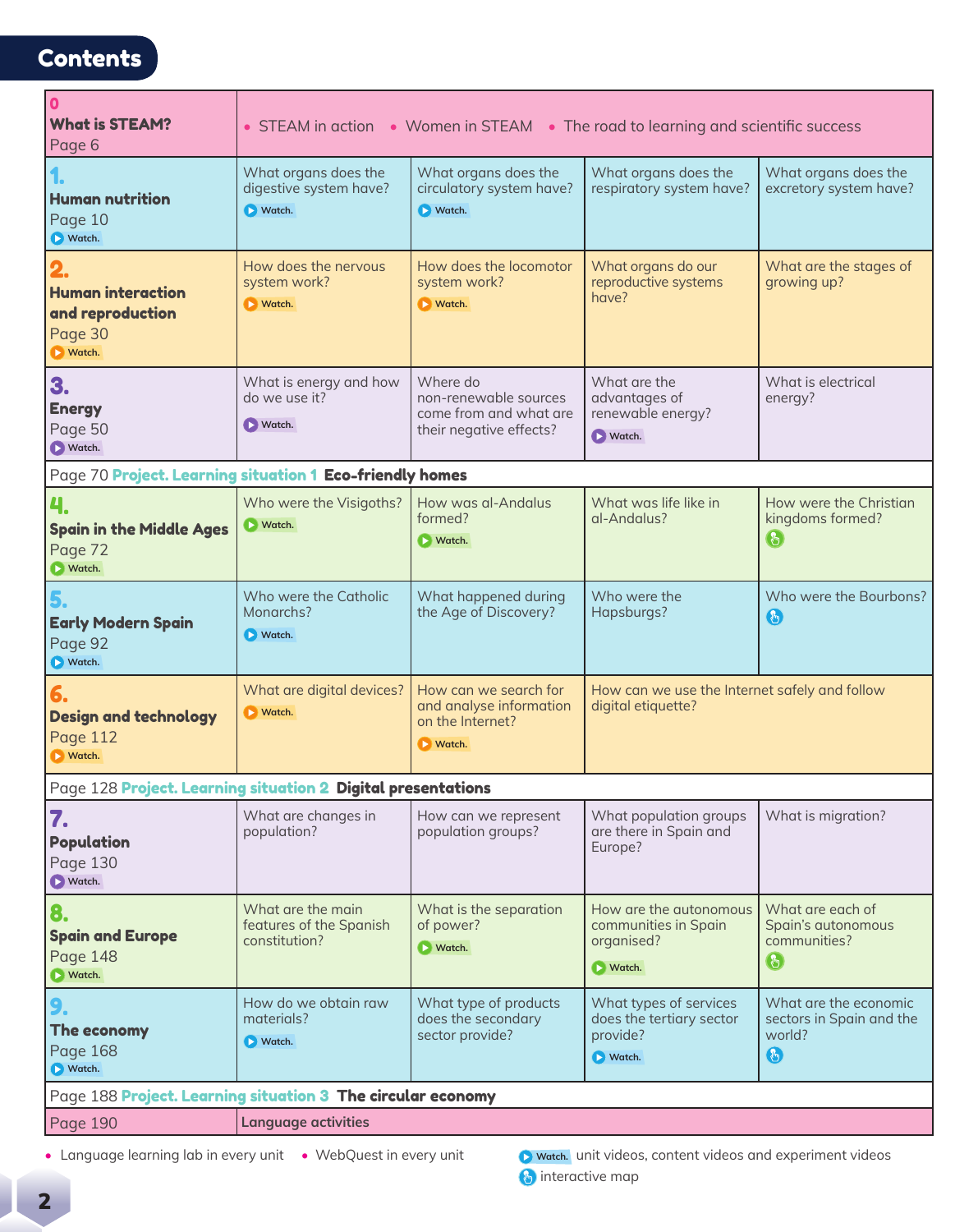# Contents

| Unit | | | | |
|---|---|---|---|---|
| **0 What is STEAM?** Page 6 | • STEAM in action • Women in STEAM • The road to learning and scientific success | | | |
| **1. Human nutrition** Page 10 Watch. | What organs does the digestive system have? Watch. | What organs does the circulatory system have? Watch. | What organs does the respiratory system have? | What organs does the excretory system have? |
| **2. Human interaction and reproduction** Page 30 Watch. | How does the nervous system work? Watch. | How does the locomotor system work? Watch. | What organs do our reproductive systems have? | What are the stages of growing up? |
| **3. Energy** Page 50 Watch. | What is energy and how do we use it? Watch. | Where do non-renewable sources come from and what are their negative effects? | What are the advantages of renewable energy? Watch. | What is electrical energy? |
| Page 70 **Project. Learning situation 1 Eco-friendly homes** | | | | |
| **4. Spain in the Middle Ages** Page 72 Watch. | Who were the Visigoths? Watch. | How was al-Andalus formed? Watch. | What was life like in al-Andalus? | How were the Christian kingdoms formed? (interactive map) |
| **5. Early Modern Spain** Page 92 Watch. | Who were the Catholic Monarchs? Watch. | What happened during the Age of Discovery? | Who were the Hapsburgs? | Who were the Bourbons? (interactive map) |
| **6. Design and technology** Page 112 Watch. | What are digital devices? Watch. | How can we search for and analyse information on the Internet? Watch. | How can we use the Internet safely and follow digital etiquette? | |
| Page 128 **Project. Learning situation 2 Digital presentations** | | | | |
| **7. Population** Page 130 Watch. | What are changes in population? | How can we represent population groups? | What population groups are there in Spain and Europe? | What is migration? |
| **8. Spain and Europe** Page 148 Watch. | What are the main features of the Spanish constitution? | What is the separation of power? Watch. | How are the autonomous communities in Spain organised? Watch. | What are each of Spain's autonomous communities? (interactive map) |
| **9. The economy** Page 168 Watch. | How do we obtain raw materials? Watch. | What type of products does the secondary sector provide? | What types of services does the tertiary sector provide? Watch. | What are the economic sectors in Spain and the world? (interactive map) |
| Page 188 **Project. Learning situation 3 The circular economy** | | | | |
| Page 190 | **Language activities** | | | |

- Language learning lab in every unit
- WebQuest in every unit

Watch. unit videos, content videos and experiment videos

interactive map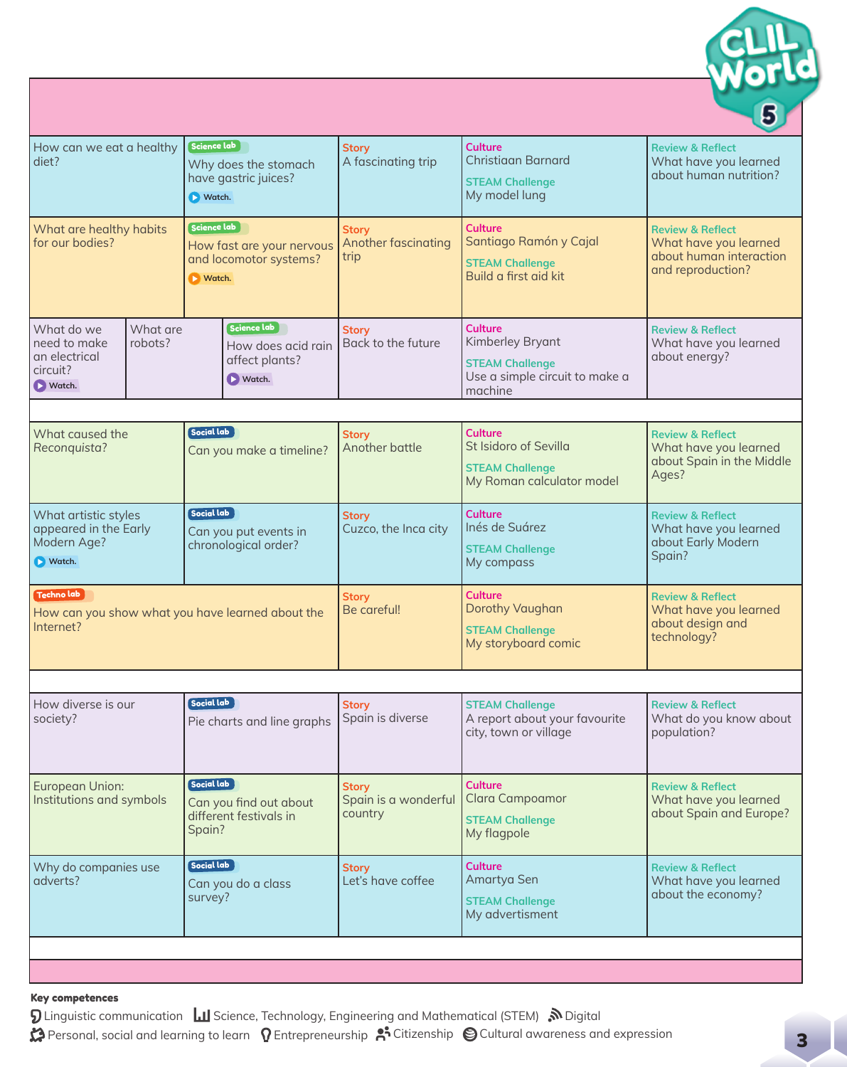| | | | | |
|---|---|---|---|---|
| How can we eat a healthy diet? | Science lab<br>Why does the stomach have gastric juices?<br>Watch. | Story<br>A fascinating trip | Culture<br>Christiaan Barnard<br>STEAM Challenge<br>My model lung | Review & Reflect<br>What have you learned about human nutrition? |
| What are healthy habits for our bodies? | Science lab<br>How fast are your nervous and locomotor systems?<br>Watch. | Story<br>Another fascinating trip | Culture<br>Santiago Ramón y Cajal<br>STEAM Challenge<br>Build a first aid kit | Review & Reflect<br>What have you learned about human interaction and reproduction? |
| What do we need to make an electrical circuit?<br>Watch. / What are robots? | Science lab<br>How does acid rain affect plants?<br>Watch. | Story<br>Back to the future | Culture<br>Kimberley Bryant<br>STEAM Challenge<br>Use a simple circuit to make a machine | Review & Reflect<br>What have you learned about energy? |
| What caused the Reconquista? | Social lab<br>Can you make a timeline? | Story<br>Another battle | Culture<br>St Isidoro of Sevilla<br>STEAM Challenge<br>My Roman calculator model | Review & Reflect<br>What have you learned about Spain in the Middle Ages? |
| What artistic styles appeared in the Early Modern Age?<br>Watch. | Social lab<br>Can you put events in chronological order? | Story<br>Cuzco, the Inca city | Culture<br>Inés de Suárez<br>STEAM Challenge<br>My compass | Review & Reflect<br>What have you learned about Early Modern Spain? |
| Techno lab<br>How can you show what you have learned about the Internet? | | Story<br>Be careful! | Culture<br>Dorothy Vaughan<br>STEAM Challenge<br>My storyboard comic | Review & Reflect<br>What have you learned about design and technology? |
| How diverse is our society? | Social lab<br>Pie charts and line graphs | Story<br>Spain is diverse | STEAM Challenge<br>A report about your favourite city, town or village | Review & Reflect<br>What do you know about population? |
| European Union: Institutions and symbols | Social lab<br>Can you find out about different festivals in Spain? | Story<br>Spain is a wonderful country | Culture<br>Clara Campoamor<br>STEAM Challenge<br>My flagpole | Review & Reflect<br>What have you learned about Spain and Europe? |
| Why do companies use adverts? | Social lab<br>Can you do a class survey? | Story<br>Let's have coffee | Culture<br>Amartya Sen<br>STEAM Challenge<br>My advertisment | Review & Reflect<br>What have you learned about the economy? |

**Key competences**

Linguistic communication · Science, Technology, Engineering and Mathematical (STEM) · Digital · Personal, social and learning to learn · Entrepreneurship · Citizenship · Cultural awareness and expression